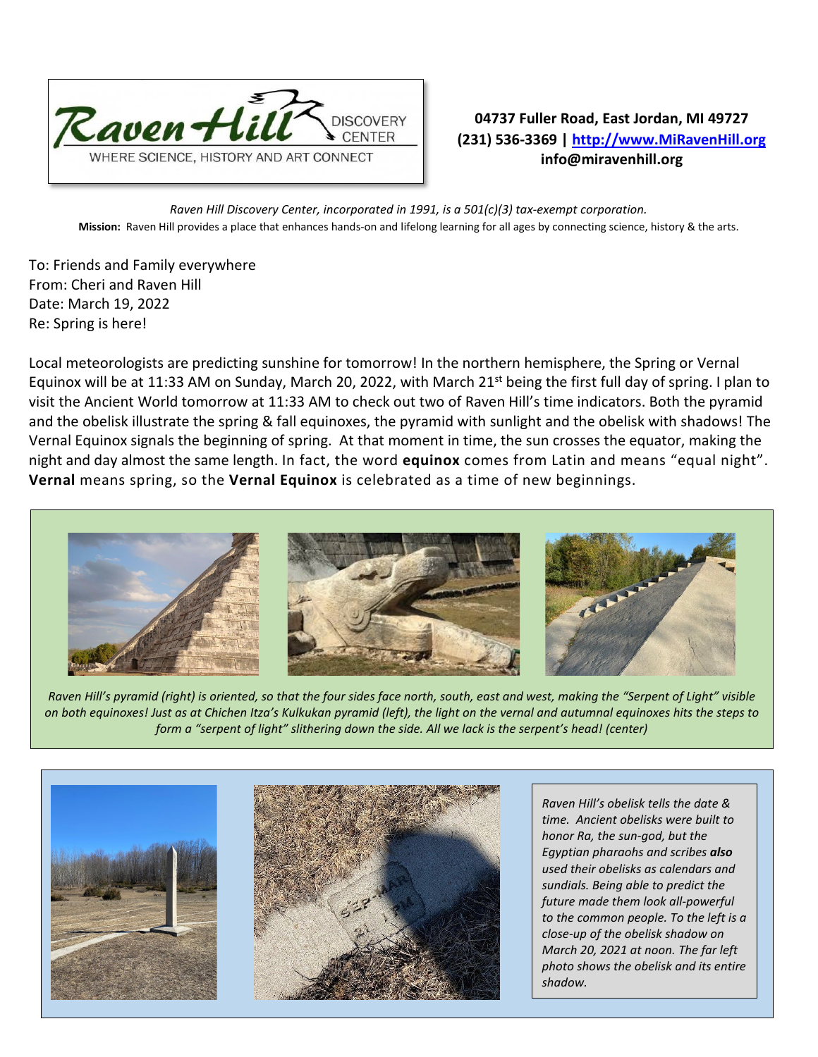Raven Hill DISCOVERY CENTER

WHERE SCIENCE, HISTORY AND ART CONNECT

**04737 Fuller Road, East Jordan, MI 49727**
**(231) 536-3369 | [http://www.MiRavenHill.org](http://www.MiRavenHill.org)**
**info@miravenhill.org**

*Raven Hill Discovery Center, incorporated in 1991, is a 501(c)(3) tax-exempt corporation.*

**Mission:** Raven Hill provides a place that enhances hands-on and lifelong learning for all ages by connecting science, history & the arts.

To: Friends and Family everywhere
From: Cheri and Raven Hill
Date: March 19, 2022
Re: Spring is here!

Local meteorologists are predicting sunshine for tomorrow! In the northern hemisphere, the Spring or Vernal Equinox will be at 11:33 AM on Sunday, March 20, 2022, with March 21st being the first full day of spring. I plan to visit the Ancient World tomorrow at 11:33 AM to check out two of Raven Hill's time indicators. Both the pyramid and the obelisk illustrate the spring & fall equinoxes, the pyramid with sunlight and the obelisk with shadows! The Vernal Equinox signals the beginning of spring. At that moment in time, the sun crosses the equator, making the night and day almost the same length. In fact, the word **equinox** comes from Latin and means "equal night". **Vernal** means spring, so the **Vernal Equinox** is celebrated as a time of new beginnings.

*Raven Hill's pyramid (right) is oriented, so that the four sides face north, south, east and west, making the "Serpent of Light" visible on both equinoxes! Just as at Chichen Itza's Kulkukan pyramid (left), the light on the vernal and autumnal equinoxes hits the steps to form a "serpent of light" slithering down the side. All we lack is the serpent's head! (center)*

*Raven Hill's obelisk tells the date & time. Ancient obelisks were built to honor Ra, the sun-god, but the Egyptian pharaohs and scribes **also** used their obelisks as calendars and sundials. Being able to predict the future made them look all-powerful to the common people. To the left is a close-up of the obelisk shadow on March 20, 2021 at noon. The far left photo shows the obelisk and its entire shadow.*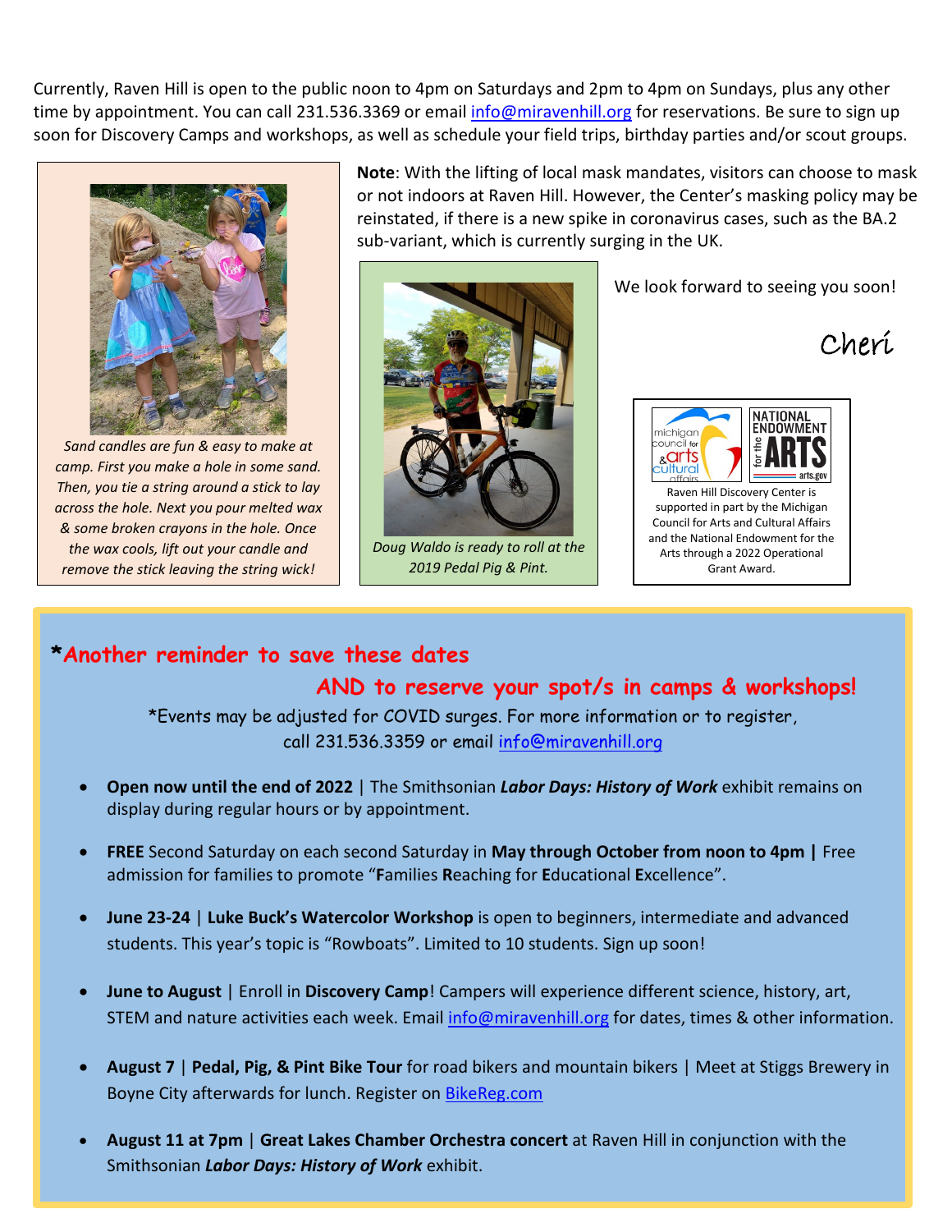Currently, Raven Hill is open to the public noon to 4pm on Saturdays and 2pm to 4pm on Sundays, plus any other time by appointment. You can call 231.536.3369 or email info@miravenhill.org for reservations. Be sure to sign up soon for Discovery Camps and workshops, as well as schedule your field trips, birthday parties and/or scout groups.

*Sand candles are fun & easy to make at camp. First you make a hole in some sand. Then, you tie a string around a stick to lay across the hole. Next you pour melted wax & some broken crayons in the hole. Once the wax cools, lift out your candle and remove the stick leaving the string wick!*

**Note**: With the lifting of local mask mandates, visitors can choose to mask or not indoors at Raven Hill. However, the Center's masking policy may be reinstated, if there is a new spike in coronavirus cases, such as the BA.2 sub-variant, which is currently surging in the UK.

*Doug Waldo is ready to roll at the 2019 Pedal Pig & Pint.*

We look forward to seeing you soon!

Cherí

michigan council for arts & cultural affairs

NATIONAL ENDOWMENT for the ARTS arts.gov

Raven Hill Discovery Center is supported in part by the Michigan Council for Arts and Cultural Affairs and the National Endowment for the Arts through a 2022 Operational Grant Award.

## *Another reminder to save these dates AND to reserve your spot/s in camps & workshops!

*Events may be adjusted for COVID surges. For more information or to register, call 231.536.3359 or email info@miravenhill.org

- **Open now until the end of 2022** | The Smithsonian ***Labor Days: History of Work*** exhibit remains on display during regular hours or by appointment.
- **FREE** Second Saturday on each second Saturday in **May through October from noon to 4pm |** Free admission for families to promote "**F**amilies **R**eaching for **E**ducational **E**xcellence".
- **June 23-24** | **Luke Buck's Watercolor Workshop** is open to beginners, intermediate and advanced students. This year's topic is "Rowboats". Limited to 10 students. Sign up soon!
- **June to August** | Enroll in **Discovery Camp**! Campers will experience different science, history, art, STEM and nature activities each week. Email info@miravenhill.org for dates, times & other information.
- **August 7** | **Pedal, Pig, & Pint Bike Tour** for road bikers and mountain bikers | Meet at Stiggs Brewery in Boyne City afterwards for lunch. Register on BikeReg.com
- **August 11 at 7pm** | **Great Lakes Chamber Orchestra concert** at Raven Hill in conjunction with the Smithsonian ***Labor Days: History of Work*** exhibit.